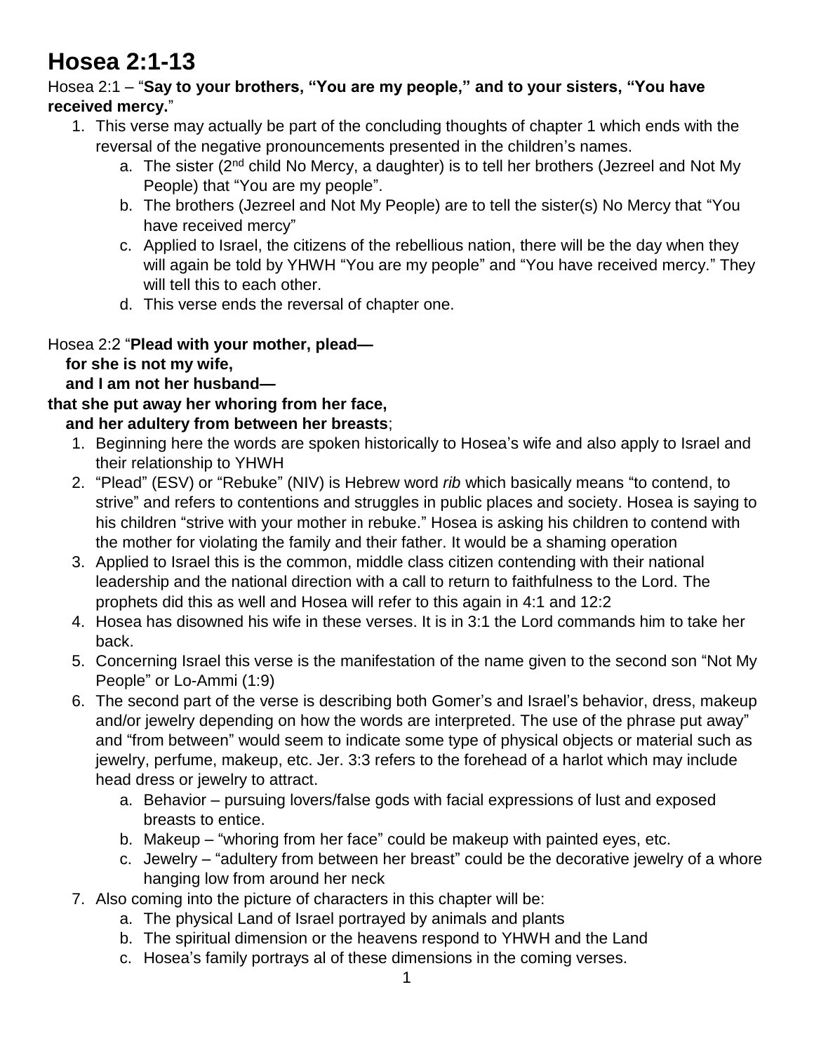# Hosea 2:1-13

Hosea 2:1 – "**Say to your brothers, "You are my people," and to your sisters, "You have received mercy.**"

1. This verse may actually be part of the concluding thoughts of chapter 1 which ends with the reversal of the negative pronouncements presented in the children's names.
   a. The sister (2nd child No Mercy, a daughter) is to tell her brothers (Jezreel and Not My People) that "You are my people".
   b. The brothers (Jezreel and Not My People) are to tell the sister(s) No Mercy that "You have received mercy"
   c. Applied to Israel, the citizens of the rebellious nation, there will be the day when they will again be told by YHWH "You are my people" and "You have received mercy." They will tell this to each other.
   d. This verse ends the reversal of chapter one.

Hosea 2:2 "**Plead with your mother, plead—**
**for she is not my wife,**
**and I am not her husband—**
**that she put away her whoring from her face,**
**and her adultery from between her breasts**;

1. Beginning here the words are spoken historically to Hosea's wife and also apply to Israel and their relationship to YHWH
2. "Plead" (ESV) or "Rebuke" (NIV) is Hebrew word *rib* which basically means "to contend, to strive" and refers to contentions and struggles in public places and society. Hosea is saying to his children "strive with your mother in rebuke." Hosea is asking his children to contend with the mother for violating the family and their father. It would be a shaming operation
3. Applied to Israel this is the common, middle class citizen contending with their national leadership and the national direction with a call to return to faithfulness to the Lord. The prophets did this as well and Hosea will refer to this again in 4:1 and 12:2
4. Hosea has disowned his wife in these verses. It is in 3:1 the Lord commands him to take her back.
5. Concerning Israel this verse is the manifestation of the name given to the second son "Not My People" or Lo-Ammi (1:9)
6. The second part of the verse is describing both Gomer's and Israel's behavior, dress, makeup and/or jewelry depending on how the words are interpreted. The use of the phrase put away" and "from between" would seem to indicate some type of physical objects or material such as jewelry, perfume, makeup, etc. Jer. 3:3 refers to the forehead of a harlot which may include head dress or jewelry to attract.
   a. Behavior – pursuing lovers/false gods with facial expressions of lust and exposed breasts to entice.
   b. Makeup – "whoring from her face" could be makeup with painted eyes, etc.
   c. Jewelry – "adultery from between her breast" could be the decorative jewelry of a whore hanging low from around her neck
7. Also coming into the picture of characters in this chapter will be:
   a. The physical Land of Israel portrayed by animals and plants
   b. The spiritual dimension or the heavens respond to YHWH and the Land
   c. Hosea's family portrays al of these dimensions in the coming verses.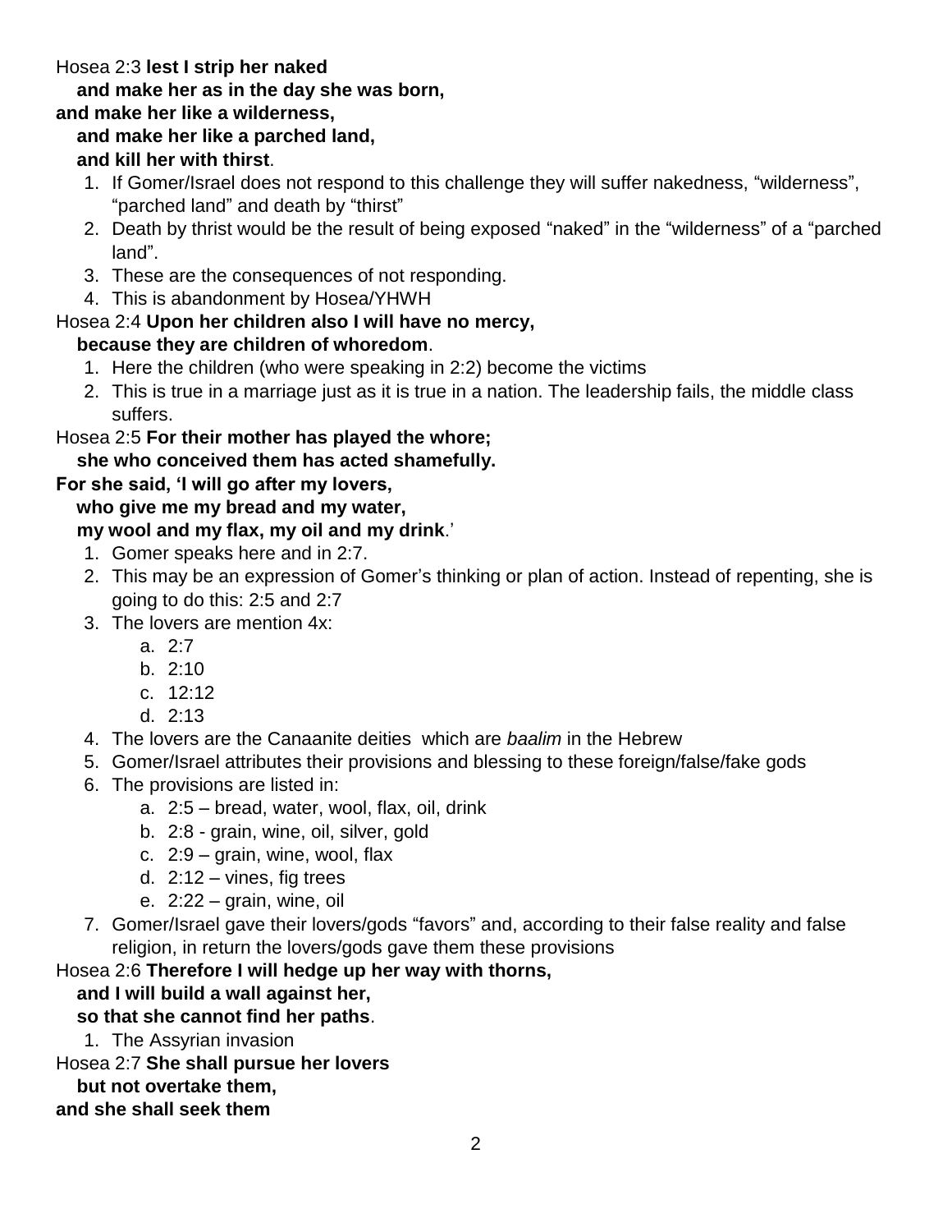Hosea 2:3 **lest I strip her naked**
**and make her as in the day she was born,**
**and make her like a wilderness,**
**and make her like a parched land,**
**and kill her with thirst**.

1. If Gomer/Israel does not respond to this challenge they will suffer nakedness, "wilderness", "parched land" and death by "thirst"
2. Death by thrist would be the result of being exposed "naked" in the "wilderness" of a "parched land".
3. These are the consequences of not responding.
4. This is abandonment by Hosea/YHWH

Hosea 2:4 **Upon her children also I will have no mercy,**
**because they are children of whoredom**.

1. Here the children (who were speaking in 2:2) become the victims
2. This is true in a marriage just as it is true in a nation. The leadership fails, the middle class suffers.

Hosea 2:5 **For their mother has played the whore;**
**she who conceived them has acted shamefully.**
**For she said, 'I will go after my lovers,**
**who give me my bread and my water,**
**my wool and my flax, my oil and my drink**.'

1. Gomer speaks here and in 2:7.
2. This may be an expression of Gomer's thinking or plan of action. Instead of repenting, she is going to do this: 2:5 and 2:7
3. The lovers are mention 4x:
   a. 2:7
   b. 2:10
   c. 12:12
   d. 2:13
4. The lovers are the Canaanite deities which are *baalim* in the Hebrew
5. Gomer/Israel attributes their provisions and blessing to these foreign/false/fake gods
6. The provisions are listed in:
   a. 2:5 – bread, water, wool, flax, oil, drink
   b. 2:8 - grain, wine, oil, silver, gold
   c. 2:9 – grain, wine, wool, flax
   d. 2:12 – vines, fig trees
   e. 2:22 – grain, wine, oil
7. Gomer/Israel gave their lovers/gods "favors" and, according to their false reality and false religion, in return the lovers/gods gave them these provisions

Hosea 2:6 **Therefore I will hedge up her way with thorns,**
**and I will build a wall against her,**
**so that she cannot find her paths**.

1. The Assyrian invasion

Hosea 2:7 **She shall pursue her lovers**
**but not overtake them,**
**and she shall seek them**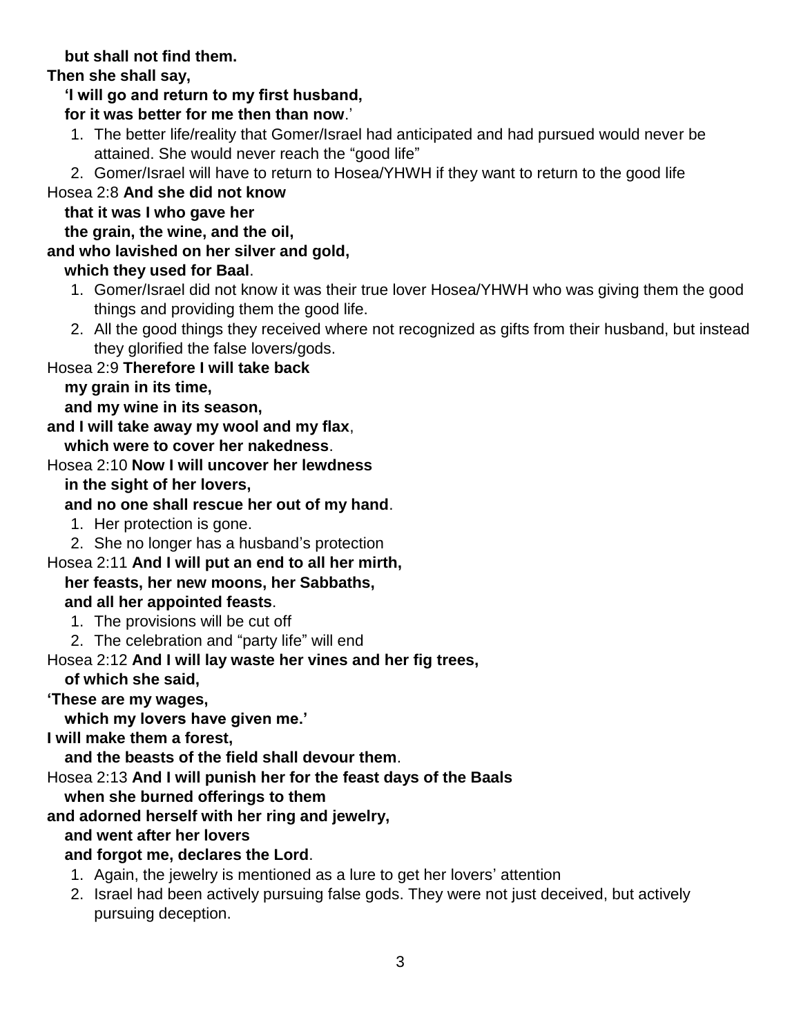**but shall not find them.**

**Then she shall say,**

**'I will go and return to my first husband,**

**for it was better for me then than now**.'

1. The better life/reality that Gomer/Israel had anticipated and had pursued would never be attained. She would never reach the "good life"
2. Gomer/Israel will have to return to Hosea/YHWH if they want to return to the good life

Hosea 2:8 **And she did not know**

**that it was I who gave her**

**the grain, the wine, and the oil,**

**and who lavished on her silver and gold,**

**which they used for Baal**.

1. Gomer/Israel did not know it was their true lover Hosea/YHWH who was giving them the good things and providing them the good life.
2. All the good things they received where not recognized as gifts from their husband, but instead they glorified the false lovers/gods.

Hosea 2:9 **Therefore I will take back**

**my grain in its time,**

**and my wine in its season,**

**and I will take away my wool and my flax**,

**which were to cover her nakedness**.

Hosea 2:10 **Now I will uncover her lewdness**

**in the sight of her lovers,**

**and no one shall rescue her out of my hand**.

1. Her protection is gone.
2. She no longer has a husband's protection

Hosea 2:11 **And I will put an end to all her mirth,**

**her feasts, her new moons, her Sabbaths,**

**and all her appointed feasts**.

1. The provisions will be cut off
2. The celebration and "party life" will end

Hosea 2:12 **And I will lay waste her vines and her fig trees,**

**of which she said,**

**'These are my wages,**

**which my lovers have given me.'**

**I will make them a forest,**

**and the beasts of the field shall devour them**.

Hosea 2:13 **And I will punish her for the feast days of the Baals**

**when she burned offerings to them**

**and adorned herself with her ring and jewelry,**

**and went after her lovers**

**and forgot me, declares the Lord**.

1. Again, the jewelry is mentioned as a lure to get her lovers' attention
2. Israel had been actively pursuing false gods. They were not just deceived, but actively pursuing deception.